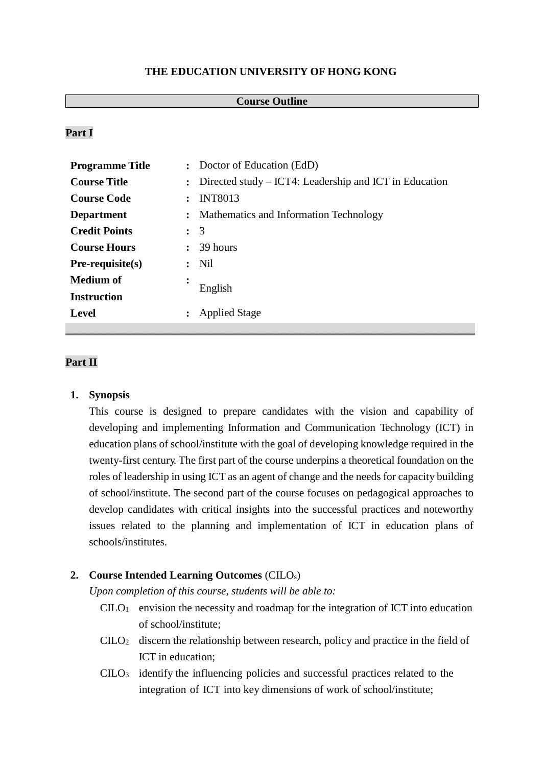**THE EDUCATION UNIVERSITY OF HONG KONG**

**Course Outline**

**Part I**

| | | |
|---|---|---|
| **Programme Title** | : | Doctor of Education (EdD) |
| **Course Title** | : | Directed study – ICT4: Leadership and ICT in Education |
| **Course Code** | : | INT8013 |
| **Department** | : | Mathematics and Information Technology |
| **Credit Points** | : | 3 |
| **Course Hours** | : | 39 hours |
| **Pre-requisite(s)** | : | Nil |
| **Medium of Instruction** | : | English |
| **Level** | : | Applied Stage |

**Part II**

1. **Synopsis**

   This course is designed to prepare candidates with the vision and capability of developing and implementing Information and Communication Technology (ICT) in education plans of school/institute with the goal of developing knowledge required in the twenty-first century. The first part of the course underpins a theoretical foundation on the roles of leadership in using ICT as an agent of change and the needs for capacity building of school/institute. The second part of the course focuses on pedagogical approaches to develop candidates with critical insights into the successful practices and noteworthy issues related to the planning and implementation of ICT in education plans of schools/institutes.

2. **Course Intended Learning Outcomes** (CILOs)

   *Upon completion of this course, students will be able to:*

   - CILO$_1$ envision the necessity and roadmap for the integration of ICT into education of school/institute;
   - CILO$_2$ discern the relationship between research, policy and practice in the field of ICT in education;
   - CILO$_3$ identify the influencing policies and successful practices related to the integration of ICT into key dimensions of work of school/institute;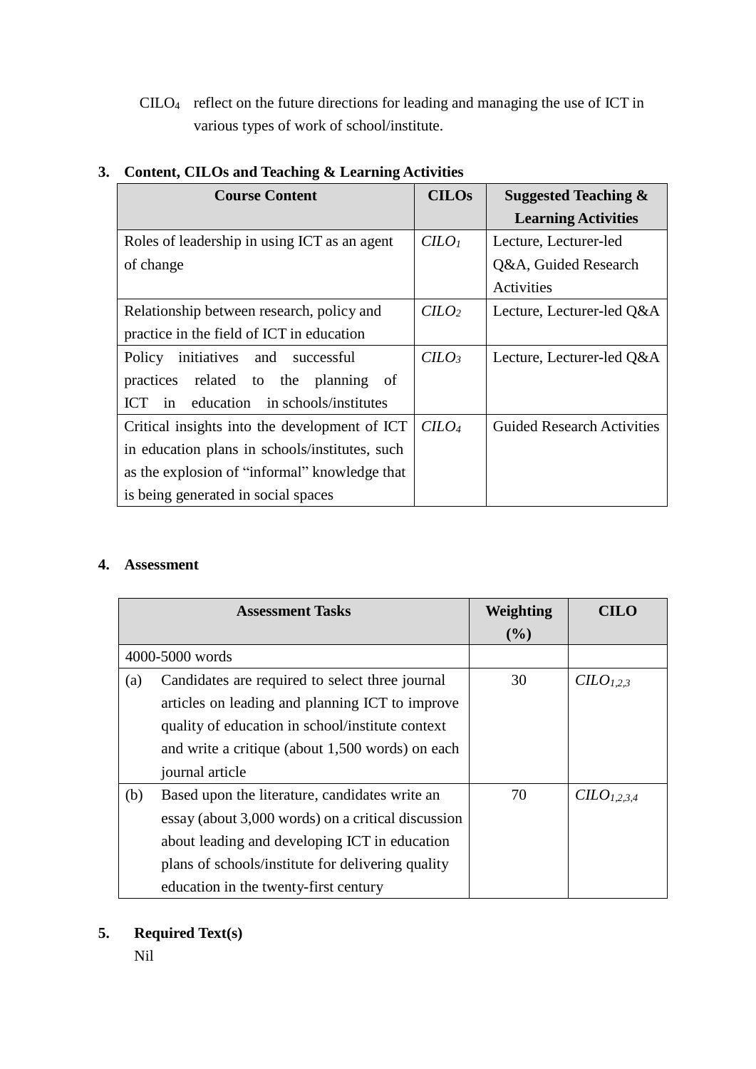$CILO_4$ reflect on the future directions for leading and managing the use of ICT in various types of work of school/institute.

## 3. Content, CILOs and Teaching & Learning Activities

| Course Content | CILOs | Suggested Teaching & Learning Activities |
|---|---|---|
| Roles of leadership in using ICT as an agent of change | $CILO_1$ | Lecture, Lecturer-led Q&A, Guided Research Activities |
| Relationship between research, policy and practice in the field of ICT in education | $CILO_2$ | Lecture, Lecturer-led Q&A |
| Policy initiatives and successful practices related to the planning of ICT in education in schools/institutes | $CILO_3$ | Lecture, Lecturer-led Q&A |
| Critical insights into the development of ICT in education plans in schools/institutes, such as the explosion of "informal" knowledge that is being generated in social spaces | $CILO_4$ | Guided Research Activities |

## 4. Assessment

| Assessment Tasks | Weighting (%) | CILO |
|---|---|---|
| 4000-5000 words | | |
| (a) Candidates are required to select three journal articles on leading and planning ICT to improve quality of education in school/institute context and write a critique (about 1,500 words) on each journal article | 30 | $CILO_{1,2,3}$ |
| (b) Based upon the literature, candidates write an essay (about 3,000 words) on a critical discussion about leading and developing ICT in education plans of schools/institute for delivering quality education in the twenty-first century | 70 | $CILO_{1,2,3,4}$ |

## 5. Required Text(s)

Nil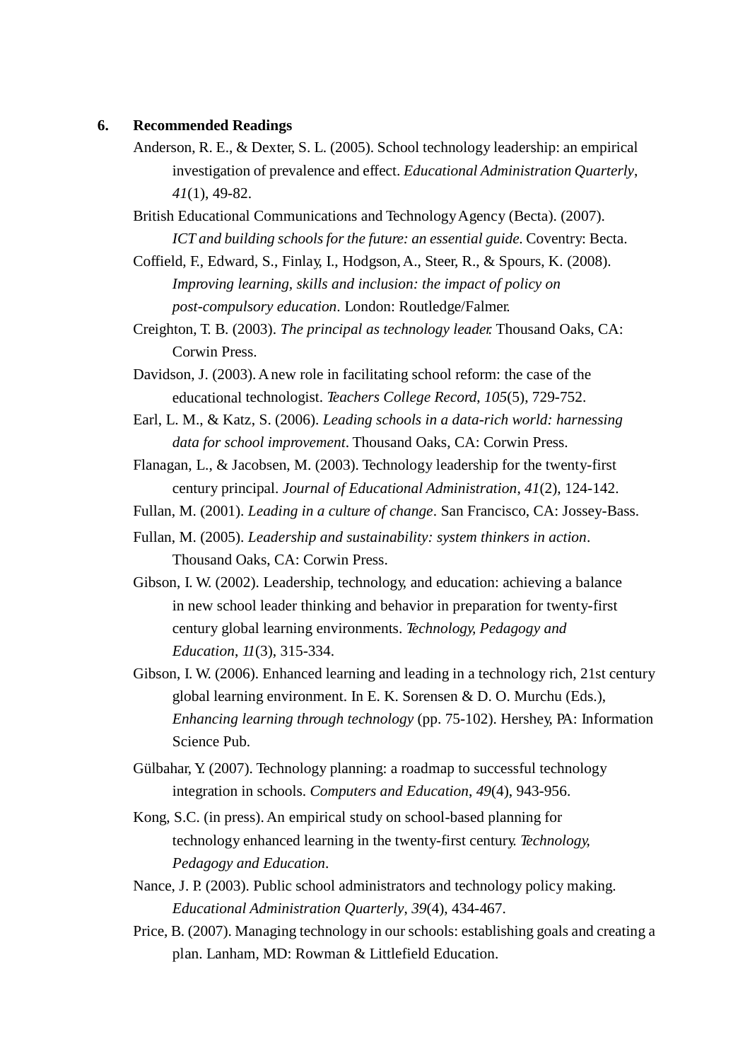## 6. Recommended Readings

Anderson, R. E., & Dexter, S. L. (2005). School technology leadership: an empirical investigation of prevalence and effect. *Educational Administration Quarterly*, *41*(1), 49-82.

British Educational Communications and Technology Agency (Becta). (2007). *ICT and building schools for the future: an essential guide*. Coventry: Becta.

Coffield, F., Edward, S., Finlay, I., Hodgson, A., Steer, R., & Spours, K. (2008). *Improving learning, skills and inclusion: the impact of policy on post-compulsory education*. London: Routledge/Falmer.

Creighton, T. B. (2003). *The principal as technology leader*. Thousand Oaks, CA: Corwin Press.

Davidson, J. (2003). A new role in facilitating school reform: the case of the educational technologist. *Teachers College Record*, *105*(5), 729-752.

Earl, L. M., & Katz, S. (2006). *Leading schools in a data-rich world: harnessing data for school improvement*. Thousand Oaks, CA: Corwin Press.

Flanagan, L., & Jacobsen, M. (2003). Technology leadership for the twenty-first century principal. *Journal of Educational Administration*, *41*(2), 124-142.

Fullan, M. (2001). *Leading in a culture of change*. San Francisco, CA: Jossey-Bass.

Fullan, M. (2005). *Leadership and sustainability: system thinkers in action*. Thousand Oaks, CA: Corwin Press.

Gibson, I. W. (2002). Leadership, technology, and education: achieving a balance in new school leader thinking and behavior in preparation for twenty-first century global learning environments. *Technology, Pedagogy and Education*, *11*(3), 315-334.

Gibson, I. W. (2006). Enhanced learning and leading in a technology rich, 21st century global learning environment. In E. K. Sorensen & D. O. Murchu (Eds.), *Enhancing learning through technology* (pp. 75-102). Hershey, PA: Information Science Pub.

Gülbahar, Y. (2007). Technology planning: a roadmap to successful technology integration in schools. *Computers and Education*, *49*(4), 943-956.

Kong, S.C. (in press). An empirical study on school-based planning for technology enhanced learning in the twenty-first century. *Technology, Pedagogy and Education*.

Nance, J. P. (2003). Public school administrators and technology policy making. *Educational Administration Quarterly*, *39*(4), 434-467.

Price, B. (2007). Managing technology in our schools: establishing goals and creating a plan. Lanham, MD: Rowman & Littlefield Education.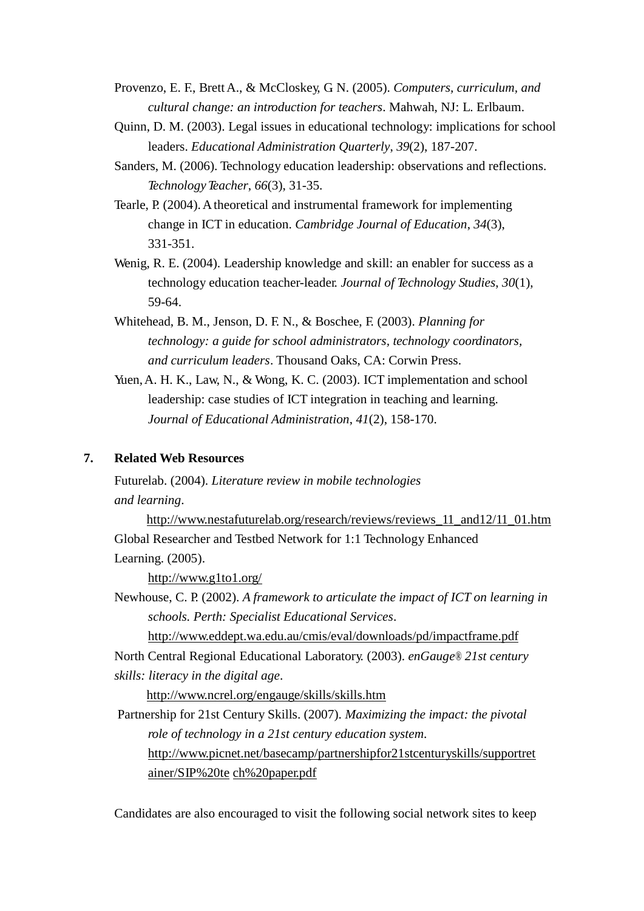Provenzo, E. F., Brett A., & McCloskey, G N. (2005). *Computers, curriculum, and cultural change: an introduction for teachers*. Mahwah, NJ: L. Erlbaum.

Quinn, D. M. (2003). Legal issues in educational technology: implications for school leaders. *Educational Administration Quarterly*, *39*(2), 187-207.

Sanders, M. (2006). Technology education leadership: observations and reflections. *Technology Teacher*, *66*(3), 31-35.

Tearle, P. (2004). A theoretical and instrumental framework for implementing change in ICT in education. *Cambridge Journal of Education*, *34*(3), 331-351.

Wenig, R. E. (2004). Leadership knowledge and skill: an enabler for success as a technology education teacher-leader. *Journal of Technology Studies*, *30*(1), 59-64.

Whitehead, B. M., Jenson, D. F. N., & Boschee, F. (2003). *Planning for technology: a guide for school administrators, technology coordinators, and curriculum leaders*. Thousand Oaks, CA: Corwin Press.

Yuen, A. H. K., Law, N., & Wong, K. C. (2003). ICT implementation and school leadership: case studies of ICT integration in teaching and learning. *Journal of Educational Administration*, *41*(2), 158-170.

## 7. Related Web Resources

Futurelab. (2004). *Literature review in mobile technologies and learning*.
http://www.nestafuturelab.org/research/reviews/reviews_11_and12/11_01.htm

Global Researcher and Testbed Network for 1:1 Technology Enhanced Learning. (2005).
http://www.g1to1.org/

Newhouse, C. P. (2002). *A framework to articulate the impact of ICT on learning in schools. Perth: Specialist Educational Services*.
http://www.eddept.wa.edu.au/cmis/eval/downloads/pd/impactframe.pdf

North Central Regional Educational Laboratory. (2003). *enGauge® 21st century skills: literacy in the digital age*.
http://www.ncrel.org/engauge/skills/skills.htm

Partnership for 21st Century Skills. (2007). *Maximizing the impact: the pivotal role of technology in a 21st century education system*.
http://www.picnet.net/basecamp/partnershipfor21stcenturyskills/supportretainer/SIP%20te ch%20paper.pdf

Candidates are also encouraged to visit the following social network sites to keep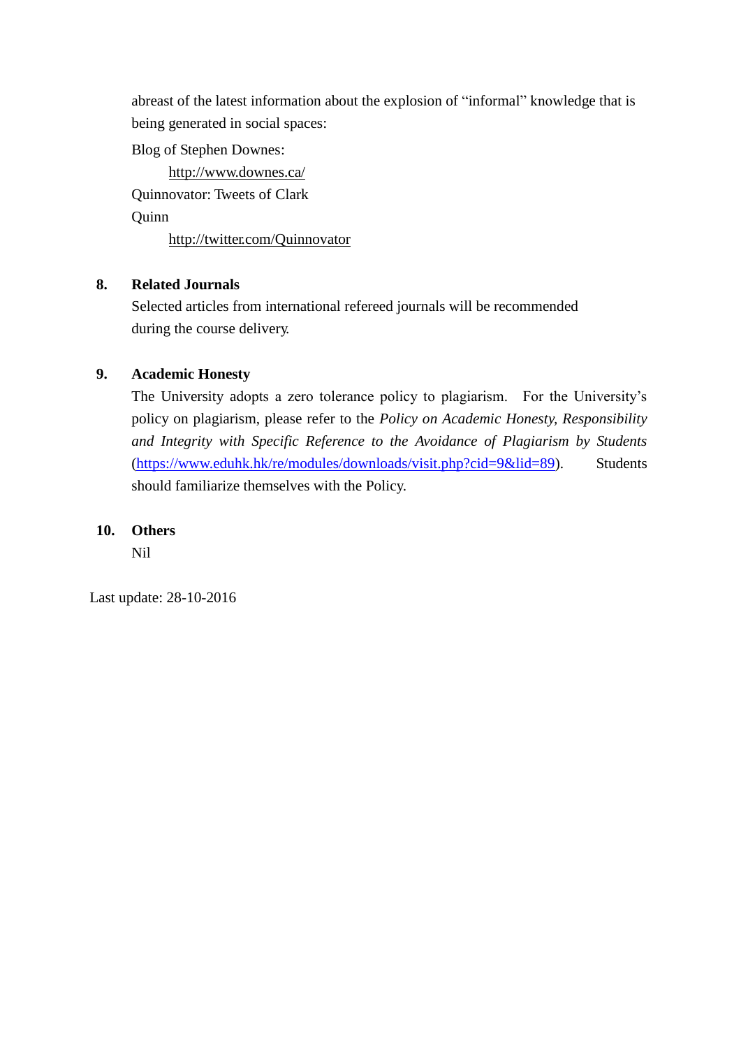abreast of the latest information about the explosion of "informal" knowledge that is being generated in social spaces:

Blog of Stephen Downes:
http://www.downes.ca/

Quinnovator: Tweets of Clark Quinn
http://twitter.com/Quinnovator

## 8. Related Journals

Selected articles from international refereed journals will be recommended during the course delivery.

## 9. Academic Honesty

The University adopts a zero tolerance policy to plagiarism. For the University's policy on plagiarism, please refer to the *Policy on Academic Honesty, Responsibility and Integrity with Specific Reference to the Avoidance of Plagiarism by Students* (https://www.eduhk.hk/re/modules/downloads/visit.php?cid=9&lid=89). Students should familiarize themselves with the Policy.

## 10. Others

Nil

Last update: 28-10-2016